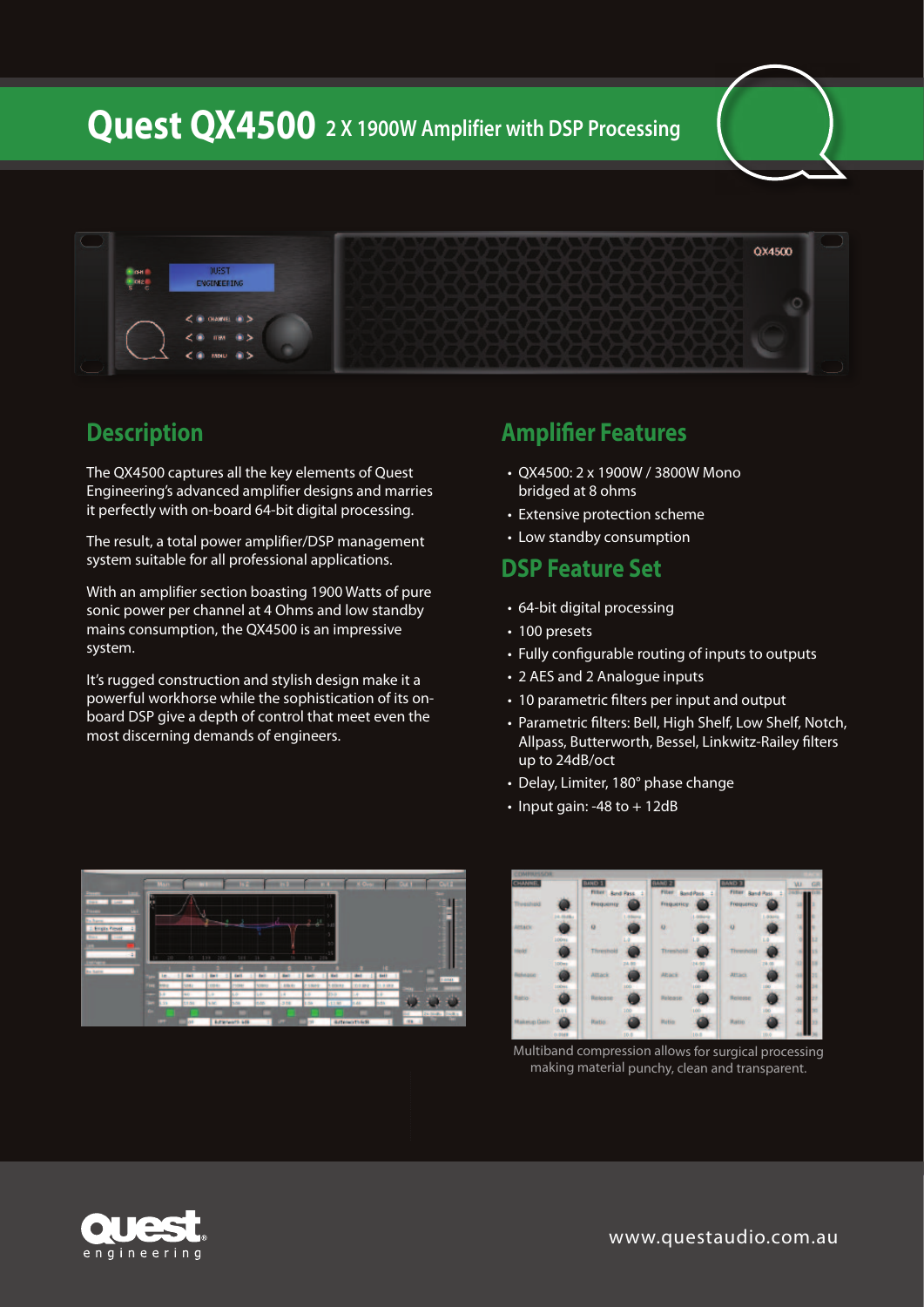# Quest QX4500 2 X 1900W Amplifier with DSP Processing

## Description

The QX4500 captures all the key elements of Quest Engineering's advanced amplifier designs and marries it perfectly with on-board 64-bit digital processing.

The result, a total power amplifier/DSP management system suitable for all professional applications.

With an amplifier section boasting 1900 Watts of pure sonic power per channel at 4 Ohms and low standby mains consumption, the QX4500 is an impressive system.

It's rugged construction and stylish design make it a powerful workhorse while the sophistication of its on-board DSP give a depth of control that meet even the most discerning demands of engineers.

## Amplifier Features

- QX4500: 2 x 1900W / 3800W Mono bridged at 8 ohms
- Extensive protection scheme
- Low standby consumption

## DSP Feature Set

- 64-bit digital processing
- 100 presets
- Fully configurable routing of inputs to outputs
- 2 AES and 2 Analogue inputs
- 10 parametric filters per input and output
- Parametric filters: Bell, High Shelf, Low Shelf, Notch, Allpass, Butterworth, Bessel, Linkwitz-Railey filters up to 24dB/oct
- Delay, Limiter, 180° phase change
- Input gain: -48 to + 12dB

Multiband compression allows for surgical processing making material punchy, clean and transparent.

www.questaudio.com.au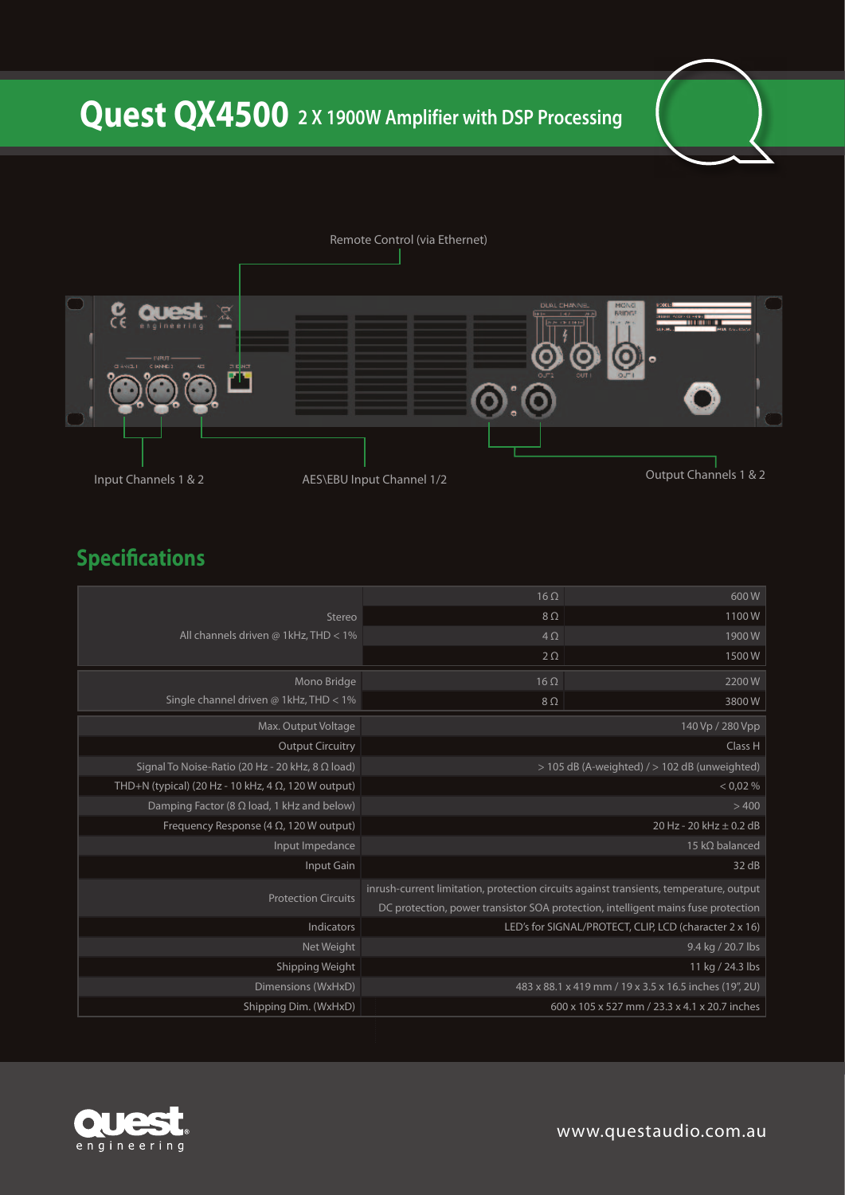# Quest QX4500 2 X 1900W Amplifier with DSP Processing

Remote Control (via Ethernet)

Input Channels 1 & 2

AES\EBU Input Channel 1/2

Output Channels 1 & 2

## Specifications

| | | |
|---|---|---|
| Stereo<br>All channels driven @ 1kHz, THD < 1% | 16 Ω | 600 W |
| | 8 Ω | 1100 W |
| | 4 Ω | 1900 W |
| | 2 Ω | 1500 W |
| Mono Bridge<br>Single channel driven @ 1kHz, THD < 1% | 16 Ω | 2200 W |
| | 8 Ω | 3800 W |

| | |
|---|---|
| Max. Output Voltage | 140 Vp / 280 Vpp |
| Output Circuitry | Class H |
| Signal To Noise-Ratio (20 Hz - 20 kHz, 8 Ω load) | > 105 dB (A-weighted) / > 102 dB (unweighted) |
| THD+N (typical) (20 Hz - 10 kHz, 4 Ω, 120 W output) | < 0,02 % |
| Damping Factor (8 Ω load, 1 kHz and below) | > 400 |
| Frequency Response (4 Ω, 120 W output) | 20 Hz - 20 kHz ± 0.2 dB |
| Input Impedance | 15 kΩ balanced |
| Input Gain | 32 dB |
| Protection Circuits | inrush-current limitation, protection circuits against transients, temperature, output DC protection, power transistor SOA protection, intelligent mains fuse protection |
| Indicators | LED's for SIGNAL/PROTECT, CLIP, LCD (character 2 x 16) |
| Net Weight | 9.4 kg / 20.7 lbs |
| Shipping Weight | 11 kg / 24.3 lbs |
| Dimensions (WxHxD) | 483 x 88.1 x 419 mm / 19 x 3.5 x 16.5 inches (19", 2U) |
| Shipping Dim. (WxHxD) | 600 x 105 x 527 mm / 23.3 x 4.1 x 20.7 inches |

Quest engineering

www.questaudio.com.au